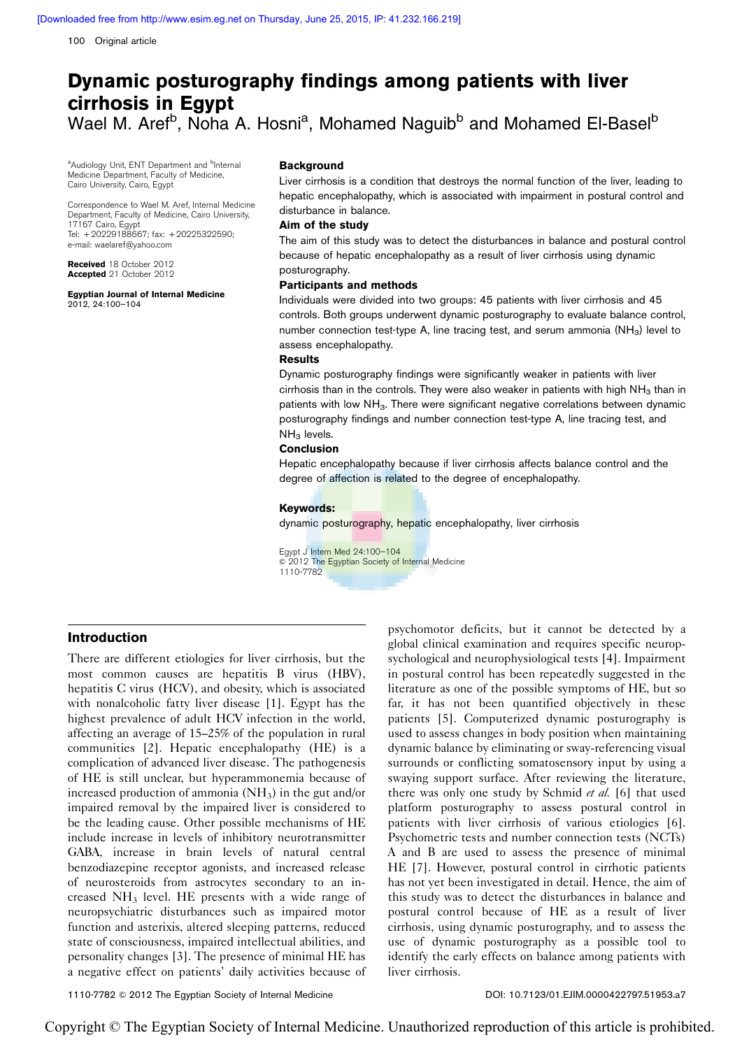# Dynamic posturography findings among patients with liver cirrhosis in Egypt

Wael M. Aref[b], Noha A. Hosni[a], Mohamed Naguib[b] and Mohamed El-Basel[b]

[a]Audiology Unit, ENT Department and [b]Internal Medicine Department, Faculty of Medicine, Cairo University, Cairo, Egypt

Correspondence to Wael M. Aref, Internal Medicine Department, Faculty of Medicine, Cairo University, 17167 Cairo, Egypt
Tel: +20229188667; fax: +20225322590;
e-mail: waelaref@yahoo.com

**Received** 18 October 2012
**Accepted** 21 October 2012

**Egyptian Journal of Internal Medicine**
2012, 24:100–104

### Background

Liver cirrhosis is a condition that destroys the normal function of the liver, leading to hepatic encephalopathy, which is associated with impairment in postural control and disturbance in balance.

### Aim of the study

The aim of this study was to detect the disturbances in balance and postural control because of hepatic encephalopathy as a result of liver cirrhosis using dynamic posturography.

### Participants and methods

Individuals were divided into two groups: 45 patients with liver cirrhosis and 45 controls. Both groups underwent dynamic posturography to evaluate balance control, number connection test-type A, line tracing test, and serum ammonia ($NH_3$) level to assess encephalopathy.

### Results

Dynamic posturography findings were significantly weaker in patients with liver cirrhosis than in the controls. They were also weaker in patients with high $NH_3$ than in patients with low $NH_3$. There were significant negative correlations between dynamic posturography findings and number connection test-type A, line tracing test, and $NH_3$ levels.

### Conclusion

Hepatic encephalopathy because if liver cirrhosis affects balance control and the degree of affection is related to the degree of encephalopathy.

**Keywords:**

dynamic posturography, hepatic encephalopathy, liver cirrhosis

Egypt J Intern Med 24:100–104
© 2012 The Egyptian Society of Internal Medicine
1110-7782

## Introduction

There are different etiologies for liver cirrhosis, but the most common causes are hepatitis B virus (HBV), hepatitis C virus (HCV), and obesity, which is associated with nonalcoholic fatty liver disease [1]. Egypt has the highest prevalence of adult HCV infection in the world, affecting an average of 15–25% of the population in rural communities [2]. Hepatic encephalopathy (HE) is a complication of advanced liver disease. The pathogenesis of HE is still unclear, but hyperammonemia because of increased production of ammonia ($NH_3$) in the gut and/or impaired removal by the impaired liver is considered to be the leading cause. Other possible mechanisms of HE include increase in levels of inhibitory neurotransmitter GABA, increase in brain levels of natural central benzodiazepine receptor agonists, and increased release of neurosteroids from astrocytes secondary to an increased $NH_3$ level. HE presents with a wide range of neuropsychiatric disturbances such as impaired motor function and asterixis, altered sleeping patterns, reduced state of consciousness, impaired intellectual abilities, and personality changes [3]. The presence of minimal HE has a negative effect on patients' daily activities because of psychomotor deficits, but it cannot be detected by a global clinical examination and requires specific neuropsychological and neurophysiological tests [4]. Impairment in postural control has been repeatedly suggested in the literature as one of the possible symptoms of HE, but so far, it has not been quantified objectively in these patients [5]. Computerized dynamic posturography is used to assess changes in body position when maintaining dynamic balance by eliminating or sway-referencing visual surrounds or conflicting somatosensory input by using a swaying support surface. After reviewing the literature, there was only one study by Schmid *et al.* [6] that used platform posturography to assess postural control in patients with liver cirrhosis of various etiologies [6]. Psychometric tests and number connection tests (NCTs) A and B are used to assess the presence of minimal HE [7]. However, postural control in cirrhotic patients has not yet been investigated in detail. Hence, the aim of this study was to detect the disturbances in balance and postural control because of HE as a result of liver cirrhosis, using dynamic posturography, and to assess the use of dynamic posturography as a possible tool to identify the early effects on balance among patients with liver cirrhosis.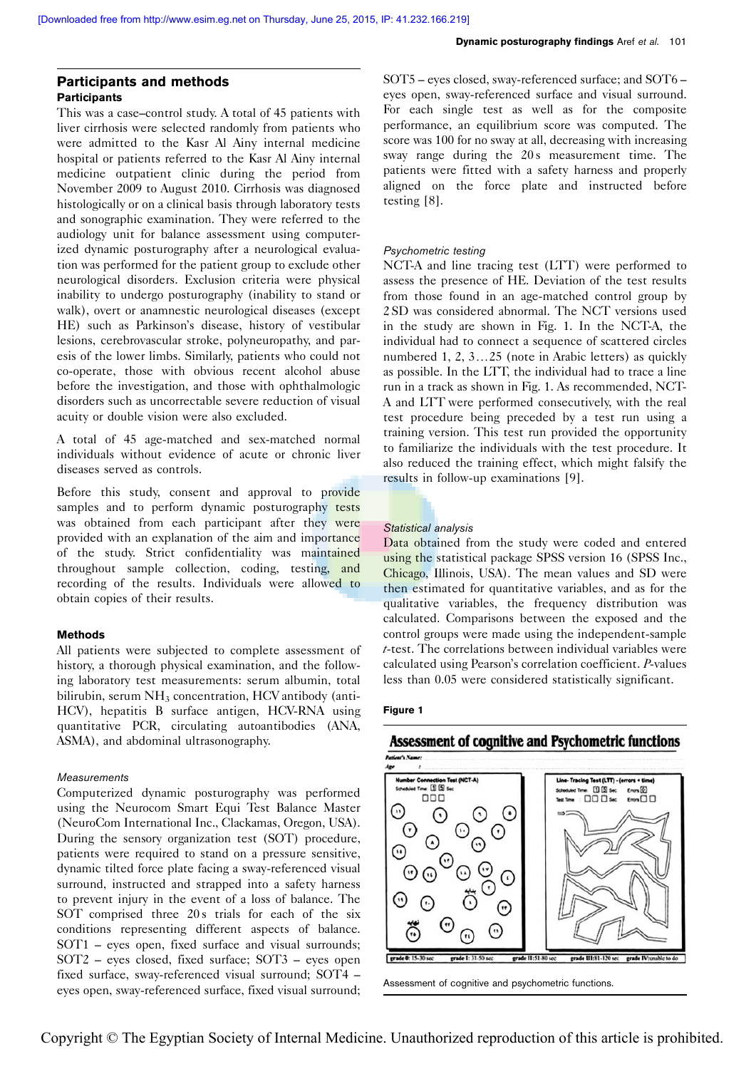## Participants and methods

### Participants

This was a case–control study. A total of 45 patients with liver cirrhosis were selected randomly from patients who were admitted to the Kasr Al Ainy internal medicine hospital or patients referred to the Kasr Al Ainy internal medicine outpatient clinic during the period from November 2009 to August 2010. Cirrhosis was diagnosed histologically or on a clinical basis through laboratory tests and sonographic examination. They were referred to the audiology unit for balance assessment using computerized dynamic posturography after a neurological evaluation was performed for the patient group to exclude other neurological disorders. Exclusion criteria were physical inability to undergo posturography (inability to stand or walk), overt or anamnestic neurological diseases (except HE) such as Parkinson's disease, history of vestibular lesions, cerebrovascular stroke, polyneuropathy, and paresis of the lower limbs. Similarly, patients who could not co-operate, those with obvious recent alcohol abuse before the investigation, and those with ophthalmologic disorders such as uncorrectable severe reduction of visual acuity or double vision were also excluded.

A total of 45 age-matched and sex-matched normal individuals without evidence of acute or chronic liver diseases served as controls.

Before this study, consent and approval to provide samples and to perform dynamic posturography tests was obtained from each participant after they were provided with an explanation of the aim and importance of the study. Strict confidentiality was maintained throughout sample collection, coding, testing, and recording of the results. Individuals were allowed to obtain copies of their results.

### Methods

All patients were subjected to complete assessment of history, a thorough physical examination, and the following laboratory test measurements: serum albumin, total bilirubin, serum $NH_3$ concentration, HCV antibody (anti-HCV), hepatitis B surface antigen, HCV-RNA using quantitative PCR, circulating autoantibodies (ANA, ASMA), and abdominal ultrasonography.

#### *Measurements*

Computerized dynamic posturography was performed using the Neurocom Smart Equi Test Balance Master (NeuroCom International Inc., Clackamas, Oregon, USA). During the sensory organization test (SOT) procedure, patients were required to stand on a pressure sensitive, dynamic tilted force plate facing a sway-referenced visual surround, instructed and strapped into a safety harness to prevent injury in the event of a loss of balance. The SOT comprised three 20 s trials for each of the six conditions representing different aspects of balance. SOT1 – eyes open, fixed surface and visual surrounds; SOT2 – eyes closed, fixed surface; SOT3 – eyes open fixed surface, sway-referenced visual surround; SOT4 – eyes open, sway-referenced surface, fixed visual surround; SOT5 – eyes closed, sway-referenced surface; and SOT6 – eyes open, sway-referenced surface and visual surround. For each single test as well as for the composite performance, an equilibrium score was computed. The score was 100 for no sway at all, decreasing with increasing sway range during the 20 s measurement time. The patients were fitted with a safety harness and properly aligned on the force plate and instructed before testing [8].

#### *Psychometric testing*

NCT-A and line tracing test (LTT) were performed to assess the presence of HE. Deviation of the test results from those found in an age-matched control group by 2 SD was considered abnormal. The NCT versions used in the study are shown in Fig. 1. In the NCT-A, the individual had to connect a sequence of scattered circles numbered 1, 2, 3…25 (note in Arabic letters) as quickly as possible. In the LTT, the individual had to trace a line run in a track as shown in Fig. 1. As recommended, NCT-A and LTT were performed consecutively, with the real test procedure being preceded by a test run using a training version. This test run provided the opportunity to familiarize the individuals with the test procedure. It also reduced the training effect, which might falsify the results in follow-up examinations [9].

#### *Statistical analysis*

Data obtained from the study were coded and entered using the statistical package SPSS version 16 (SPSS Inc., Chicago, Illinois, USA). The mean values and SD were then estimated for quantitative variables, and as for the qualitative variables, the frequency distribution was calculated. Comparisons between the exposed and the control groups were made using the independent-sample *t*-test. The correlations between individual variables were calculated using Pearson's correlation coefficient. *P*-values less than 0.05 were considered statistically significant.

**Figure 1**

Assessment of cognitive and psychometric functions.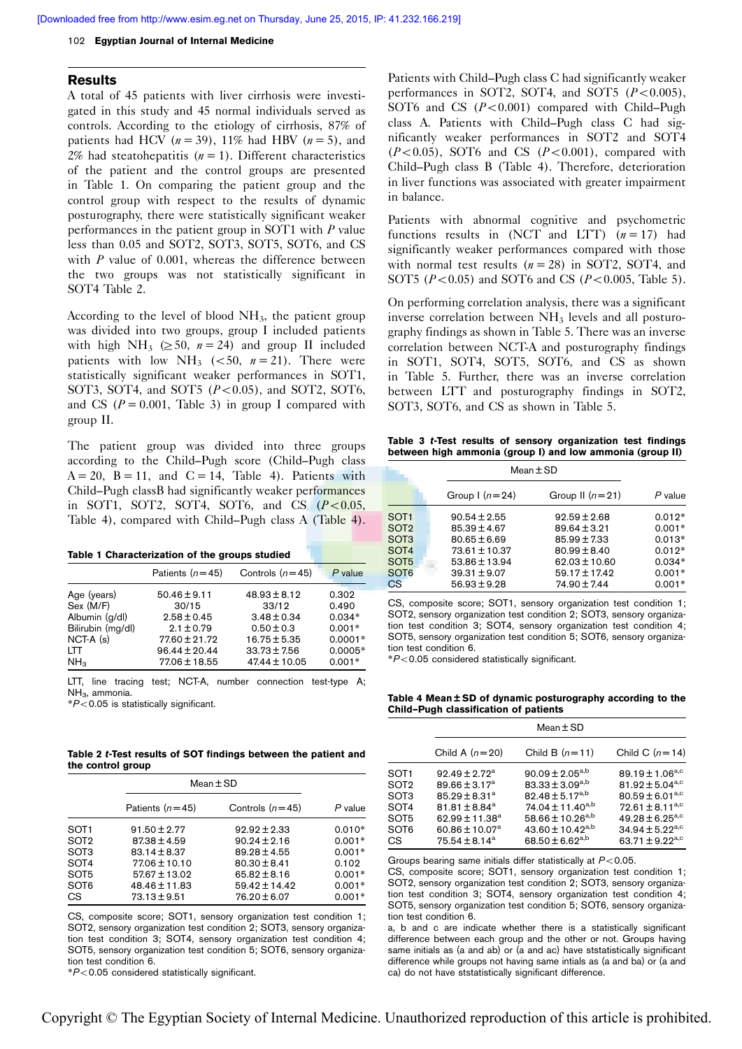## Results

A total of 45 patients with liver cirrhosis were investigated in this study and 45 normal individuals served as controls. According to the etiology of cirrhosis, 87% of patients had HCV ($n = 39$), 11% had HBV ($n = 5$), and 2% had steatohepatitis ($n = 1$). Different characteristics of the patient and the control groups are presented in Table 1. On comparing the patient group and the control group with respect to the results of dynamic posturography, there were statistically significant weaker performances in the patient group in SOT1 with $P$ value less than 0.05 and SOT2, SOT3, SOT5, SOT6, and CS with $P$ value of 0.001, whereas the difference between the two groups was not statistically significant in SOT4 Table 2.

According to the level of blood $NH_3$, the patient group was divided into two groups, group I included patients with high $NH_3$ ($\geq 50$, $n = 24$) and group II included patients with low $NH_3$ ($<50$, $n = 21$). There were statistically significant weaker performances in SOT1, SOT3, SOT4, and SOT5 ($P<0.05$), and SOT2, SOT6, and CS ($P = 0.001$, Table 3) in group I compared with group II.

The patient group was divided into three groups according to the Child–Pugh score (Child–Pugh class A = 20, B = 11, and C = 14, Table 4). Patients with Child–Pugh classB had significantly weaker performances in SOT1, SOT2, SOT4, SOT6, and CS ($P<0.05$, Table 4), compared with Child–Pugh class A (Table 4).

**Table 1 Characterization of the groups studied**

| | Patients ($n=45$) | Controls ($n=45$) | $P$ value |
|---|---|---|---|
| Age (years) | 50.46 ± 9.11 | 48.93 ± 8.12 | 0.302 |
| Sex (M/F) | 30/15 | 33/12 | 0.490 |
| Albumin (g/dl) | 2.58 ± 0.45 | 3.48 ± 0.34 | 0.034* |
| Bilirubin (mg/dl) | 2.1 ± 0.79 | 0.50 ± 0.3 | 0.001* |
| NCT-A (s) | 77.60 ± 21.72 | 16.75 ± 5.35 | 0.0001* |
| LTT | 96.44 ± 20.44 | 33.73 ± 7.56 | 0.0005* |
| $NH_3$ | 77.06 ± 18.55 | 47.44 ± 10.05 | 0.001* |

LTT, line tracing test; NCT-A, number connection test-type A; $NH_3$, ammonia.
*$P<0.05$ is statistically significant.

**Table 2 *t*-Test results of SOT findings between the patient and the control group**

| | Mean ± SD | | |
|---|---|---|---|
| | Patients ($n=45$) | Controls ($n=45$) | $P$ value |
| SOT1 | 91.50 ± 2.77 | 92.92 ± 2.33 | 0.010* |
| SOT2 | 87.38 ± 4.59 | 90.24 ± 2.16 | 0.001* |
| SOT3 | 83.14 ± 8.37 | 89.28 ± 4.55 | 0.001* |
| SOT4 | 77.06 ± 10.10 | 80.30 ± 8.41 | 0.102 |
| SOT5 | 57.67 ± 13.02 | 65.82 ± 8.16 | 0.001* |
| SOT6 | 48.46 ± 11.83 | 59.42 ± 14.42 | 0.001* |
| CS | 73.13 ± 9.51 | 76.20 ± 6.07 | 0.001* |

CS, composite score; SOT1, sensory organization test condition 1; SOT2, sensory organization test condition 2; SOT3, sensory organization test condition 3; SOT4, sensory organization test condition 4; SOT5, sensory organization test condition 5; SOT6, sensory organization test condition 6.
*$P<0.05$ considered statistically significant.

Patients with Child–Pugh class C had significantly weaker performances in SOT2, SOT4, and SOT5 ($P<0.005$), SOT6 and CS ($P<0.001$) compared with Child–Pugh class A. Patients with Child–Pugh class C had significantly weaker performances in SOT2 and SOT4 ($P<0.05$), SOT6 and CS ($P<0.001$), compared with Child–Pugh class B (Table 4). Therefore, deterioration in liver functions was associated with greater impairment in balance.

Patients with abnormal cognitive and psychometric functions results in (NCT and LTT) ($n = 17$) had significantly weaker performances compared with those with normal test results ($n = 28$) in SOT2, SOT4, and SOT5 ($P<0.05$) and SOT6 and CS ($P<0.005$, Table 5).

On performing correlation analysis, there was a significant inverse correlation between $NH_3$ levels and all posturography findings as shown in Table 5. There was an inverse correlation between NCT-A and posturography findings in SOT1, SOT4, SOT5, SOT6, and CS as shown in Table 5. Further, there was an inverse correlation between LTT and posturography findings in SOT2, SOT3, SOT6, and CS as shown in Table 5.

**Table 3 *t*-Test results of sensory organization test findings between high ammonia (group I) and low ammonia (group II)**

| | Mean ± SD | | |
|---|---|---|---|
| | Group I ($n=24$) | Group II ($n=21$) | $P$ value |
| SOT1 | 90.54 ± 2.55 | 92.59 ± 2.68 | 0.012* |
| SOT2 | 85.39 ± 4.67 | 89.64 ± 3.21 | 0.001* |
| SOT3 | 80.65 ± 6.69 | 85.99 ± 7.33 | 0.013* |
| SOT4 | 73.61 ± 10.37 | 80.99 ± 8.40 | 0.012* |
| SOT5 | 53.86 ± 13.94 | 62.03 ± 10.60 | 0.034* |
| SOT6 | 39.31 ± 9.07 | 59.17 ± 17.42 | 0.001* |
| CS | 56.93 ± 9.28 | 74.90 ± 7.44 | 0.001* |

CS, composite score; SOT1, sensory organization test condition 1; SOT2, sensory organization test condition 2; SOT3, sensory organization test condition 3; SOT4, sensory organization test condition 4; SOT5, sensory organization test condition 5; SOT6, sensory organization test condition 6.
*$P<0.05$ considered statistically significant.

**Table 4 Mean ± SD of dynamic posturography according to the Child–Pugh classification of patients**

| | Mean ± SD | | |
|---|---|---|---|
| | Child A ($n=20$) | Child B ($n=11$) | Child C ($n=14$) |
| SOT1 | 92.49 ± 2.72[a] | 90.09 ± 2.05[a,b] | 89.19 ± 1.06[a,c] |
| SOT2 | 89.66 ± 3.17[a] | 83.33 ± 3.09[a,b] | 81.92 ± 5.04[a,c] |
| SOT3 | 85.29 ± 8.31[a] | 82.48 ± 5.17[a,b] | 80.59 ± 6.01[a,c] |
| SOT4 | 81.81 ± 8.84[a] | 74.04 ± 11.40[a,b] | 72.61 ± 8.11[a,c] |
| SOT5 | 62.99 ± 11.38[a] | 58.66 ± 10.26[a,b] | 49.28 ± 6.25[a,c] |
| SOT6 | 60.86 ± 10.07[a] | 43.60 ± 10.42[a,b] | 34.94 ± 5.22[a,c] |
| CS | 75.54 ± 8.14[a] | 68.50 ± 6.62[a,b] | 63.71 ± 9.22[a,c] |

Groups bearing same initials differ statistically at $P<0.05$.
CS, composite score; SOT1, sensory organization test condition 1; SOT2, sensory organization test condition 2; SOT3, sensory organization test condition 3; SOT4, sensory organization test condition 4; SOT5, sensory organization test condition 5; SOT6, sensory organization test condition 6.
a, b and c are indicate whether there is a statistically significant difference between each group and the other or not. Groups having same initials as (a and ab) or (a and ac) have ststatistically significant difference while groups not having same intials as (a and ba) or (a and ca) do not have ststatistically significant difference.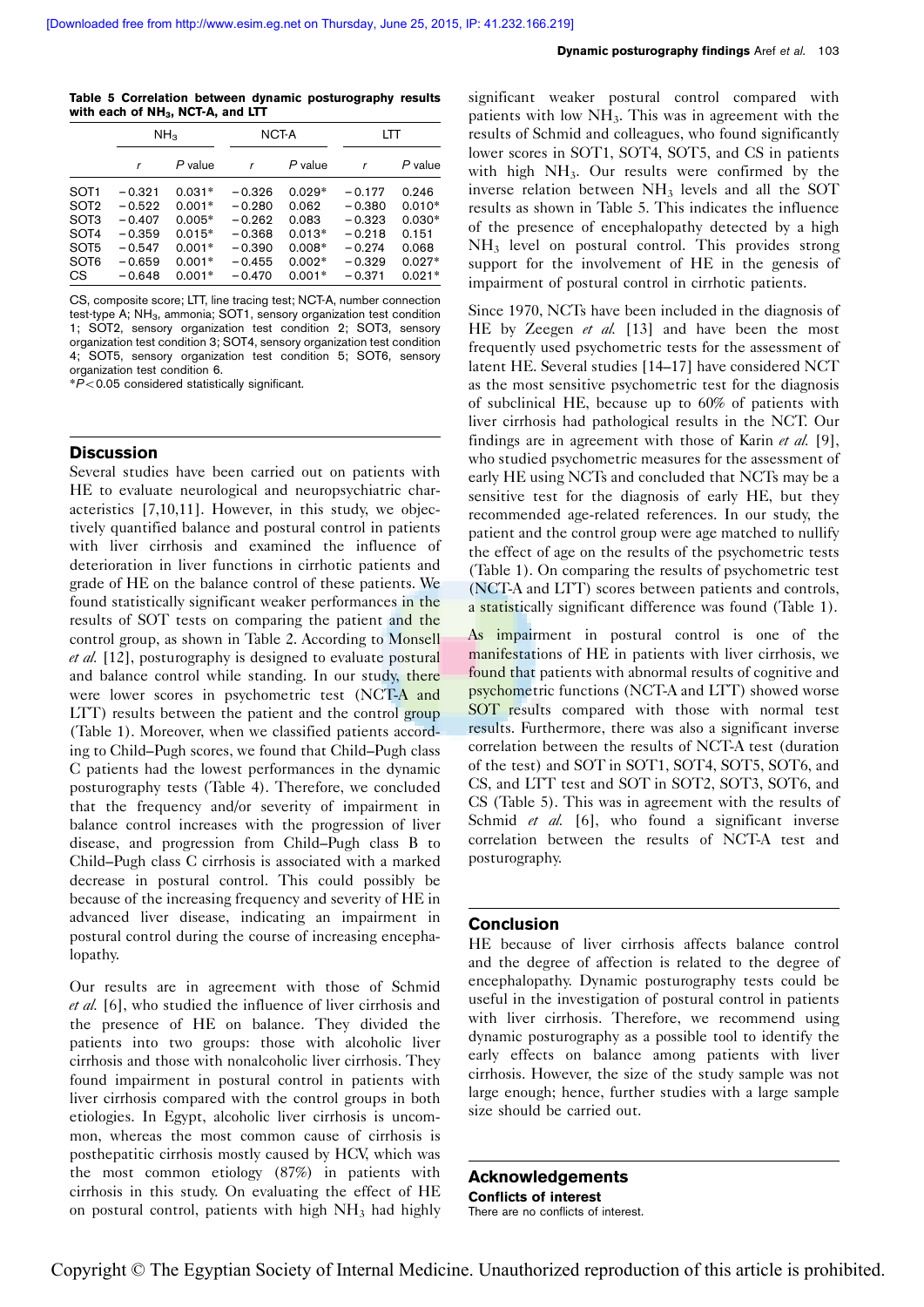**Table 5 Correlation between dynamic posturography results with each of $NH_3$, NCT-A, and LTT**

| | $NH_3$ | | NCT-A | | LTT | |
|---|---|---|---|---|---|---|
| | *r* | *P* value | *r* | *P* value | *r* | *P* value |
| SOT1 | −0.321 | 0.031* | −0.326 | 0.029* | −0.177 | 0.246 |
| SOT2 | −0.522 | 0.001* | −0.280 | 0.062 | −0.380 | 0.010* |
| SOT3 | −0.407 | 0.005* | −0.262 | 0.083 | −0.323 | 0.030* |
| SOT4 | −0.359 | 0.015* | −0.368 | 0.013* | −0.218 | 0.151 |
| SOT5 | −0.547 | 0.001* | −0.390 | 0.008* | −0.274 | 0.068 |
| SOT6 | −0.659 | 0.001* | −0.455 | 0.002* | −0.329 | 0.027* |
| CS | −0.648 | 0.001* | −0.470 | 0.001* | −0.371 | 0.021* |

CS, composite score; LTT, line tracing test; NCT-A, number connection test-type A; $NH_3$, ammonia; SOT1, sensory organization test condition 1; SOT2, sensory organization test condition 2; SOT3, sensory organization test condition 3; SOT4, sensory organization test condition 4; SOT5, sensory organization test condition 5; SOT6, sensory organization test condition 6.
*$P<0.05$ considered statistically significant.

## Discussion

Several studies have been carried out on patients with HE to evaluate neurological and neuropsychiatric characteristics [7,10,11]. However, in this study, we objectively quantified balance and postural control in patients with liver cirrhosis and examined the influence of deterioration in liver functions in cirrhotic patients and grade of HE on the balance control of these patients. We found statistically significant weaker performances in the results of SOT tests on comparing the patient and the control group, as shown in Table 2. According to Monsell *et al.* [12], posturography is designed to evaluate postural and balance control while standing. In our study, there were lower scores in psychometric test (NCT-A and LTT) results between the patient and the control group (Table 1). Moreover, when we classified patients according to Child–Pugh scores, we found that Child–Pugh class C patients had the lowest performances in the dynamic posturography tests (Table 4). Therefore, we concluded that the frequency and/or severity of impairment in balance control increases with the progression of liver disease, and progression from Child–Pugh class B to Child–Pugh class C cirrhosis is associated with a marked decrease in postural control. This could possibly be because of the increasing frequency and severity of HE in advanced liver disease, indicating an impairment in postural control during the course of increasing encephalopathy.

Our results are in agreement with those of Schmid *et al.* [6], who studied the influence of liver cirrhosis and the presence of HE on balance. They divided the patients into two groups: those with alcoholic liver cirrhosis and those with nonalcoholic liver cirrhosis. They found impairment in postural control in patients with liver cirrhosis compared with the control groups in both etiologies. In Egypt, alcoholic liver cirrhosis is uncommon, whereas the most common cause of cirrhosis is posthepatitic cirrhosis mostly caused by HCV, which was the most common etiology (87%) in patients with cirrhosis in this study. On evaluating the effect of HE on postural control, patients with high $NH_3$ had highly significant weaker postural control compared with patients with low $NH_3$. This was in agreement with the results of Schmid and colleagues, who found significantly lower scores in SOT1, SOT4, SOT5, and CS in patients with high $NH_3$. Our results were confirmed by the inverse relation between $NH_3$ levels and all the SOT results as shown in Table 5. This indicates the influence of the presence of encephalopathy detected by a high $NH_3$ level on postural control. This provides strong support for the involvement of HE in the genesis of impairment of postural control in cirrhotic patients.

Since 1970, NCTs have been included in the diagnosis of HE by Zeegen *et al.* [13] and have been the most frequently used psychometric tests for the assessment of latent HE. Several studies [14–17] have considered NCT as the most sensitive psychometric test for the diagnosis of subclinical HE, because up to 60% of patients with liver cirrhosis had pathological results in the NCT. Our findings are in agreement with those of Karin *et al.* [9], who studied psychometric measures for the assessment of early HE using NCTs and concluded that NCTs may be a sensitive test for the diagnosis of early HE, but they recommended age-related references. In our study, the patient and the control group were age matched to nullify the effect of age on the results of the psychometric tests (Table 1). On comparing the results of psychometric test (NCT-A and LTT) scores between patients and controls, a statistically significant difference was found (Table 1).

As impairment in postural control is one of the manifestations of HE in patients with liver cirrhosis, we found that patients with abnormal results of cognitive and psychometric functions (NCT-A and LTT) showed worse SOT results compared with those with normal test results. Furthermore, there was also a significant inverse correlation between the results of NCT-A test (duration of the test) and SOT in SOT1, SOT4, SOT5, SOT6, and CS, and LTT test and SOT in SOT2, SOT3, SOT6, and CS (Table 5). This was in agreement with the results of Schmid *et al.* [6], who found a significant inverse correlation between the results of NCT-A test and posturography.

## Conclusion

HE because of liver cirrhosis affects balance control and the degree of affection is related to the degree of encephalopathy. Dynamic posturography tests could be useful in the investigation of postural control in patients with liver cirrhosis. Therefore, we recommend using dynamic posturography as a possible tool to identify the early effects on balance among patients with liver cirrhosis. However, the size of the study sample was not large enough; hence, further studies with a large sample size should be carried out.

## Acknowledgements

### Conflicts of interest

There are no conflicts of interest.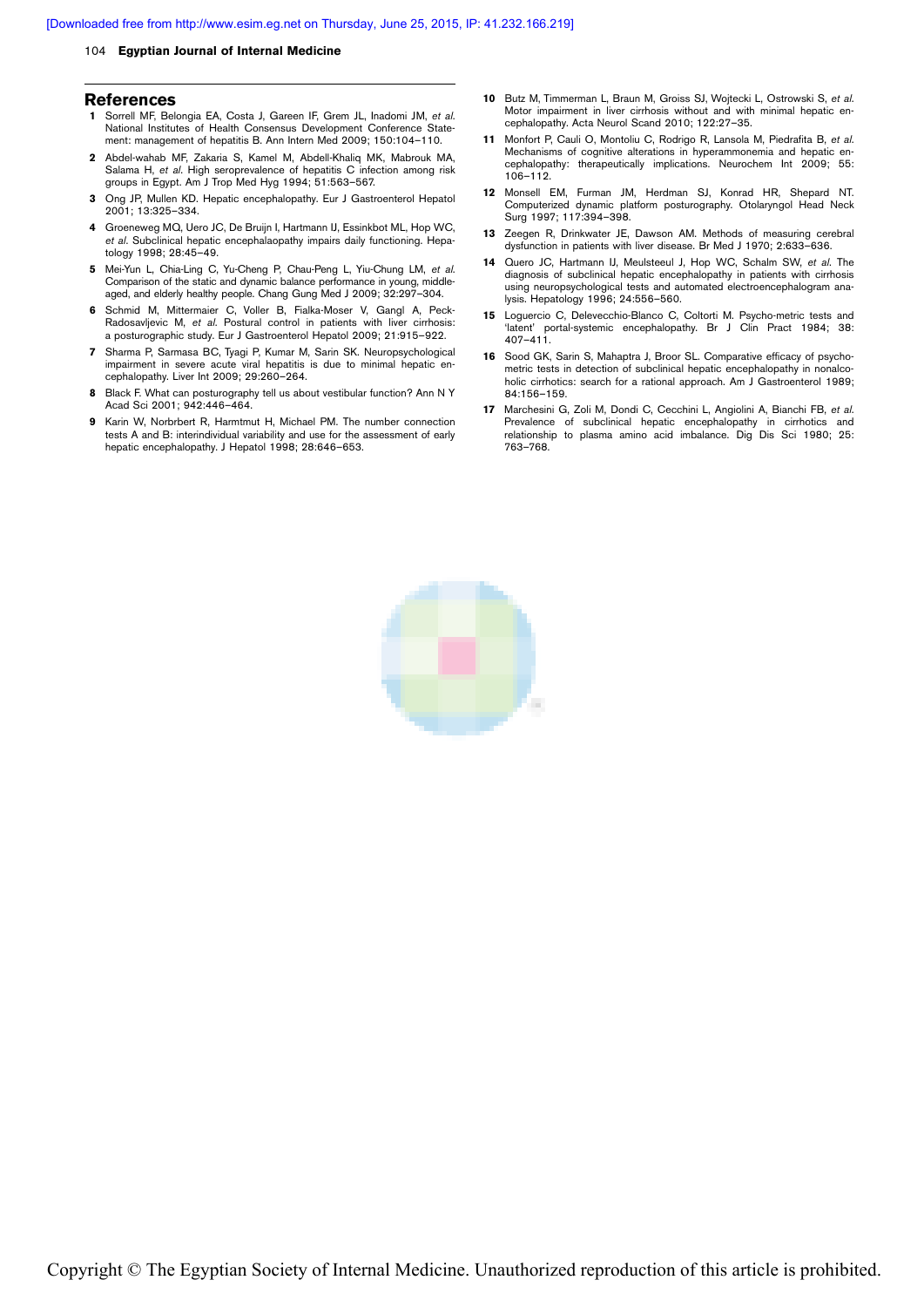## References

1. Sorrell MF, Belongia EA, Costa J, Gareen IF, Grem JL, Inadomi JM, *et al*. National Institutes of Health Consensus Development Conference Statement: management of hepatitis B. Ann Intern Med 2009; 150:104–110.
2. Abdel-wahab MF, Zakaria S, Kamel M, Abdell-Khaliq MK, Mabrouk MA, Salama H, *et al*. High seroprevalence of hepatitis C infection among risk groups in Egypt. Am J Trop Med Hyg 1994; 51:563–567.
3. Ong JP, Mullen KD. Hepatic encephalopathy. Eur J Gastroenterol Hepatol 2001; 13:325–334.
4. Groeneweg MQ, Uero JC, De Bruijn I, Hartmann IJ, Essinkbot ML, Hop WC, *et al*. Subclinical hepatic encephalaopathy impairs daily functioning. Hepatology 1998; 28:45–49.
5. Mei-Yun L, Chia-Ling C, Yu-Cheng P, Chau-Peng L, Yiu-Chung LM, *et al*. Comparison of the static and dynamic balance performance in young, middle-aged, and elderly healthy people. Chang Gung Med J 2009; 32:297–304.
6. Schmid M, Mittermaier C, Voller B, Fialka-Moser V, Gangl A, Peck-Radosavljevic M, *et al*. Postural control in patients with liver cirrhosis: a posturographic study. Eur J Gastroenterol Hepatol 2009; 21:915–922.
7. Sharma P, Sarmasa BC, Tyagi P, Kumar M, Sarin SK. Neuropsychological impairment in severe acute viral hepatitis is due to minimal hepatic encephalopathy. Liver Int 2009; 29:260–264.
8. Black F. What can posturography tell us about vestibular function? Ann N Y Acad Sci 2001; 942:446–464.
9. Karin W, Norbrbert R, Harmtmut H, Michael PM. The number connection tests A and B: interindividual variability and use for the assessment of early hepatic encephalopathy. J Hepatol 1998; 28:646–653.
10. Butz M, Timmerman L, Braun M, Groiss SJ, Wojtecki L, Ostrowski S, *et al*. Motor impairment in liver cirrhosis without and with minimal hepatic encephalopathy. Acta Neurol Scand 2010; 122:27–35.
11. Monfort P, Cauli O, Montoliu C, Rodrigo R, Lansola M, Piedrafita B, *et al*. Mechanisms of cognitive alterations in hyperammonemia and hepatic encephalopathy: therapeutically implications. Neurochem Int 2009; 55: 106–112.
12. Monsell EM, Furman JM, Herdman SJ, Konrad HR, Shepard NT. Computerized dynamic platform posturography. Otolaryngol Head Neck Surg 1997; 117:394–398.
13. Zeegen R, Drinkwater JE, Dawson AM. Methods of measuring cerebral dysfunction in patients with liver disease. Br Med J 1970; 2:633–636.
14. Quero JC, Hartmann IJ, Meulsteeul J, Hop WC, Schalm SW, *et al*. The diagnosis of subclinical hepatic encephalopathy in patients with cirrhosis using neuropsychological tests and automated electroencephalogram analysis. Hepatology 1996; 24:556–560.
15. Loguercio C, Delevecchio-Blanco C, Coltorti M. Psycho-metric tests and 'latent' portal-systemic encephalopathy. Br J Clin Pract 1984; 38: 407–411.
16. Sood GK, Sarin S, Mahaptra J, Broor SL. Comparative efficacy of psychometric tests in detection of subclinical hepatic encephalopathy in nonalcoholic cirrhotics: search for a rational approach. Am J Gastroenterol 1989; 84:156–159.
17. Marchesini G, Zoli M, Dondi C, Cecchini L, Angiolini A, Bianchi FB, *et al*. Prevalence of subclinical hepatic encephalopathy in cirrhotics and relationship to plasma amino acid imbalance. Dig Dis Sci 1980; 25: 763–768.